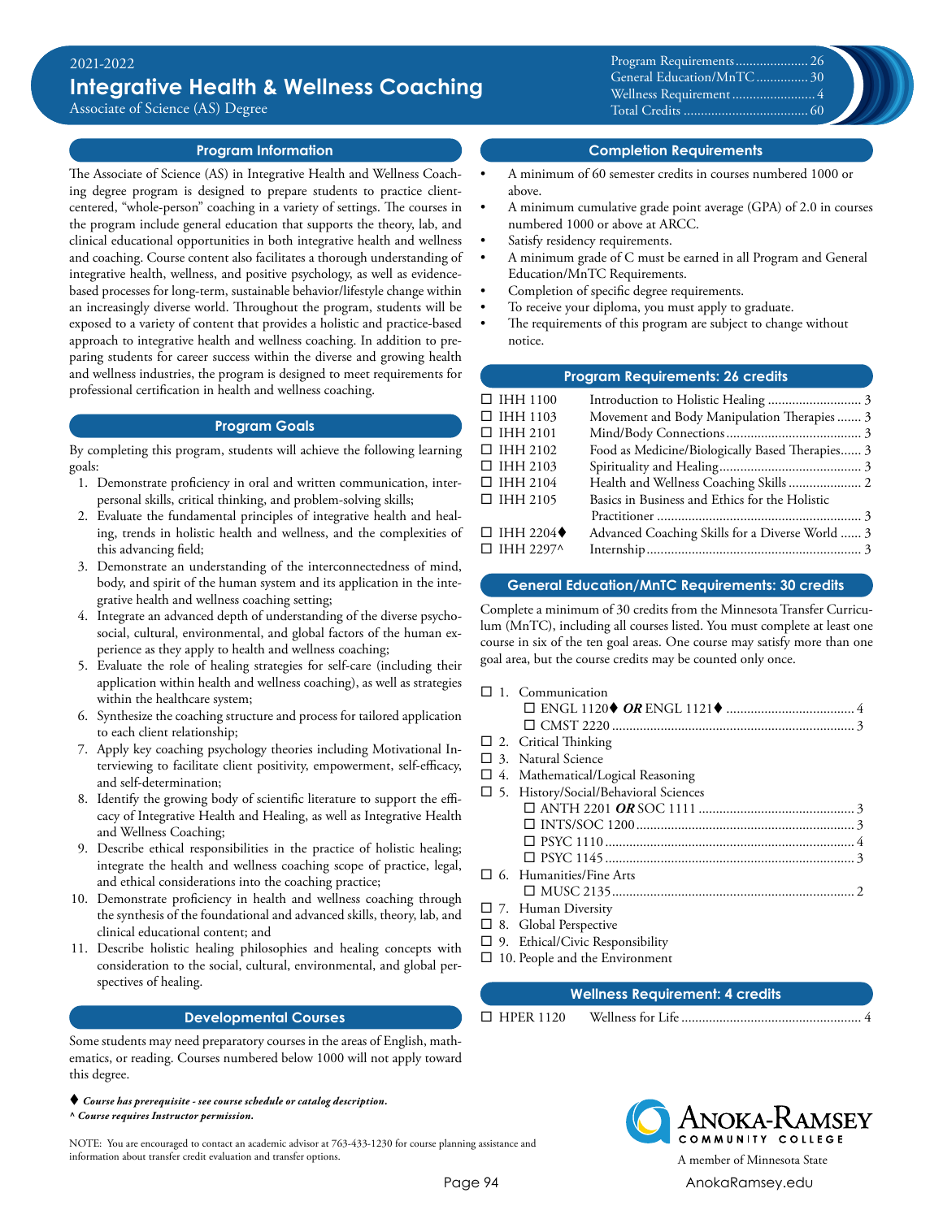2021-2022

# Integrative Health & Wellness Coaching

Associate of Science (AS) Degree

| | |
|---|---|
| Program Requirements | 26 |
| General Education/MnTC | 30 |
| Wellness Requirement | 4 |
| Total Credits | 60 |

## Program Information

The Associate of Science (AS) in Integrative Health and Wellness Coaching degree program is designed to prepare students to practice client-centered, "whole-person" coaching in a variety of settings. The courses in the program include general education that supports the theory, lab, and clinical educational opportunities in both integrative health and wellness and coaching. Course content also facilitates a thorough understanding of integrative health, wellness, and positive psychology, as well as evidence-based processes for long-term, sustainable behavior/lifestyle change within an increasingly diverse world. Throughout the program, students will be exposed to a variety of content that provides a holistic and practice-based approach to integrative health and wellness coaching. In addition to preparing students for career success within the diverse and growing health and wellness industries, the program is designed to meet requirements for professional certification in health and wellness coaching.

## Program Goals

By completing this program, students will achieve the following learning goals:

1. Demonstrate proficiency in oral and written communication, interpersonal skills, critical thinking, and problem-solving skills;
2. Evaluate the fundamental principles of integrative health and healing, trends in holistic health and wellness, and the complexities of this advancing field;
3. Demonstrate an understanding of the interconnectedness of mind, body, and spirit of the human system and its application in the integrative health and wellness coaching setting;
4. Integrate an advanced depth of understanding of the diverse psychosocial, cultural, environmental, and global factors of the human experience as they apply to health and wellness coaching;
5. Evaluate the role of healing strategies for self-care (including their application within health and wellness coaching), as well as strategies within the healthcare system;
6. Synthesize the coaching structure and process for tailored application to each client relationship;
7. Apply key coaching psychology theories including Motivational Interviewing to facilitate client positivity, empowerment, self-efficacy, and self-determination;
8. Identify the growing body of scientific literature to support the efficacy of Integrative Health and Healing, as well as Integrative Health and Wellness Coaching;
9. Describe ethical responsibilities in the practice of holistic healing; integrate the health and wellness coaching scope of practice, legal, and ethical considerations into the coaching practice;
10. Demonstrate proficiency in health and wellness coaching through the synthesis of the foundational and advanced skills, theory, lab, and clinical educational content; and
11. Describe holistic healing philosophies and healing concepts with consideration to the social, cultural, environmental, and global perspectives of healing.

## Developmental Courses

Some students may need preparatory courses in the areas of English, mathematics, or reading. Courses numbered below 1000 will not apply toward this degree.

## Completion Requirements

- A minimum of 60 semester credits in courses numbered 1000 or above.
- A minimum cumulative grade point average (GPA) of 2.0 in courses numbered 1000 or above at ARCC.
- Satisfy residency requirements.
- A minimum grade of C must be earned in all Program and General Education/MnTC Requirements.
- Completion of specific degree requirements.
- To receive your diploma, you must apply to graduate.
- The requirements of this program are subject to change without notice.

## Program Requirements: 26 credits

| Course | Title | Credits |
|---|---|---|
| ☐ IHH 1100 | Introduction to Holistic Healing | 3 |
| ☐ IHH 1103 | Movement and Body Manipulation Therapies | 3 |
| ☐ IHH 2101 | Mind/Body Connections | 3 |
| ☐ IHH 2102 | Food as Medicine/Biologically Based Therapies | 3 |
| ☐ IHH 2103 | Spirituality and Healing | 3 |
| ☐ IHH 2104 | Health and Wellness Coaching Skills | 2 |
| ☐ IHH 2105 | Basics in Business and Ethics for the Holistic Practitioner | 3 |
| ☐ IHH 2204♦ | Advanced Coaching Skills for a Diverse World | 3 |
| ☐ IHH 2297^ | Internship | 3 |

## General Education/MnTC Requirements: 30 credits

Complete a minimum of 30 credits from the Minnesota Transfer Curriculum (MnTC), including all courses listed. You must complete at least one course in six of the ten goal areas. One course may satisfy more than one goal area, but the course credits may be counted only once.

- ☐ 1. Communication
  - ☐ ENGL 1120♦ ***OR*** ENGL 1121♦ ..... 4
  - ☐ CMST 2220 ..... 3
- ☐ 2. Critical Thinking
- ☐ 3. Natural Science
- ☐ 4. Mathematical/Logical Reasoning
- ☐ 5. History/Social/Behavioral Sciences
  - ☐ ANTH 2201 ***OR*** SOC 1111 ..... 3
  - ☐ INTS/SOC 1200 ..... 3
  - ☐ PSYC 1110 ..... 4
  - ☐ PSYC 1145 ..... 3
- ☐ 6. Humanities/Fine Arts
  - ☐ MUSC 2135 ..... 2
- ☐ 7. Human Diversity
- ☐ 8. Global Perspective
- ☐ 9. Ethical/Civic Responsibility
- ☐ 10. People and the Environment

## Wellness Requirement: 4 credits

| Course | Title | Credits |
|---|---|---|
| ☐ HPER 1120 | Wellness for Life | 4 |

♦ ***Course has prerequisite - see course schedule or catalog description.***
^ ***Course requires Instructor permission.***

NOTE: You are encouraged to contact an academic advisor at 763-433-1230 for course planning assistance and information about transfer credit evaluation and transfer options.

Anoka-Ramsey Community College
A member of Minnesota State
AnokaRamsey.edu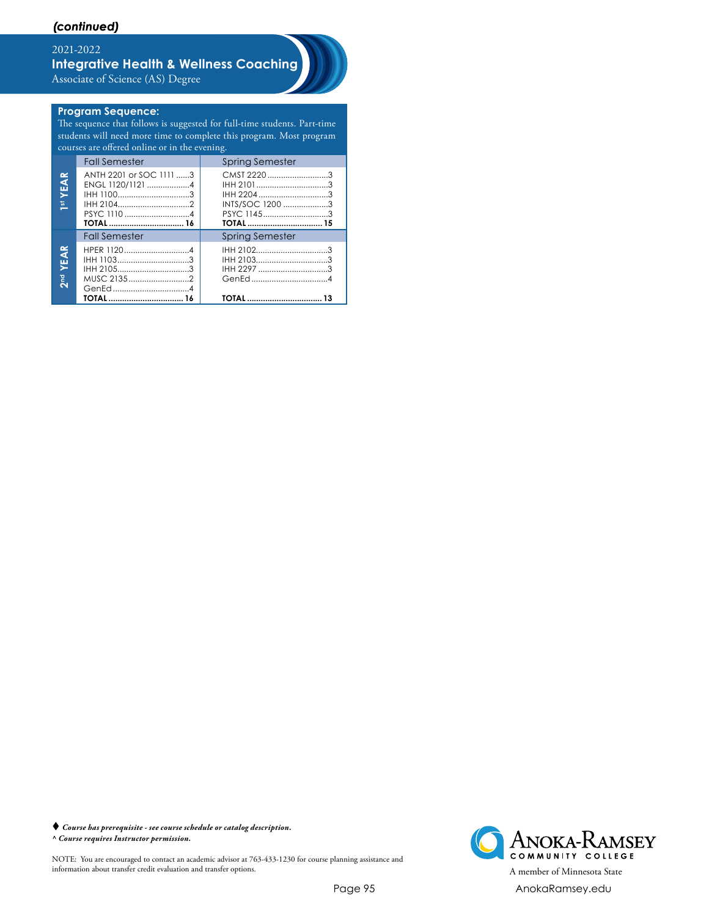*(continued)*

2021-2022

# Integrative Health & Wellness Coaching

Associate of Science (AS) Degree

## Program Sequence:

The sequence that follows is suggested for full-time students. Part-time students will need more time to complete this program. Most program courses are offered online or in the evening.

| | Fall Semester | | Spring Semester | |
|---|---|---|---|---|
| 1st YEAR | ANTH 2201 or SOC 1111 | 3 | CMST 2220 | 3 |
| | ENGL 1120/1121 | 4 | IHH 2101 | 3 |
| | IHH 1100 | 3 | IHH 2204 | 3 |
| | IHH 2104 | 2 | INTS/SOC 1200 | 3 |
| | PSYC 1110 | 4 | PSYC 1145 | 3 |
| | **TOTAL** | **16** | **TOTAL** | **15** |
| | **Fall Semester** | | **Spring Semester** | |
| 2nd YEAR | HPER 1120 | 4 | IHH 2102 | 3 |
| | IHH 1103 | 3 | IHH 2103 | 3 |
| | IHH 2105 | 3 | IHH 2297 | 3 |
| | MUSC 2135 | 2 | GenEd | 4 |
| | GenEd | 4 | | |
| | **TOTAL** | **16** | **TOTAL** | **13** |

♦ ***Course has prerequisite - see course schedule or catalog description.***

^ ***Course requires Instructor permission.***

NOTE: You are encouraged to contact an academic advisor at 763-433-1230 for course planning assistance and information about transfer credit evaluation and transfer options.

Anoka-Ramsey Community College

A member of Minnesota State

AnokaRamsey.edu